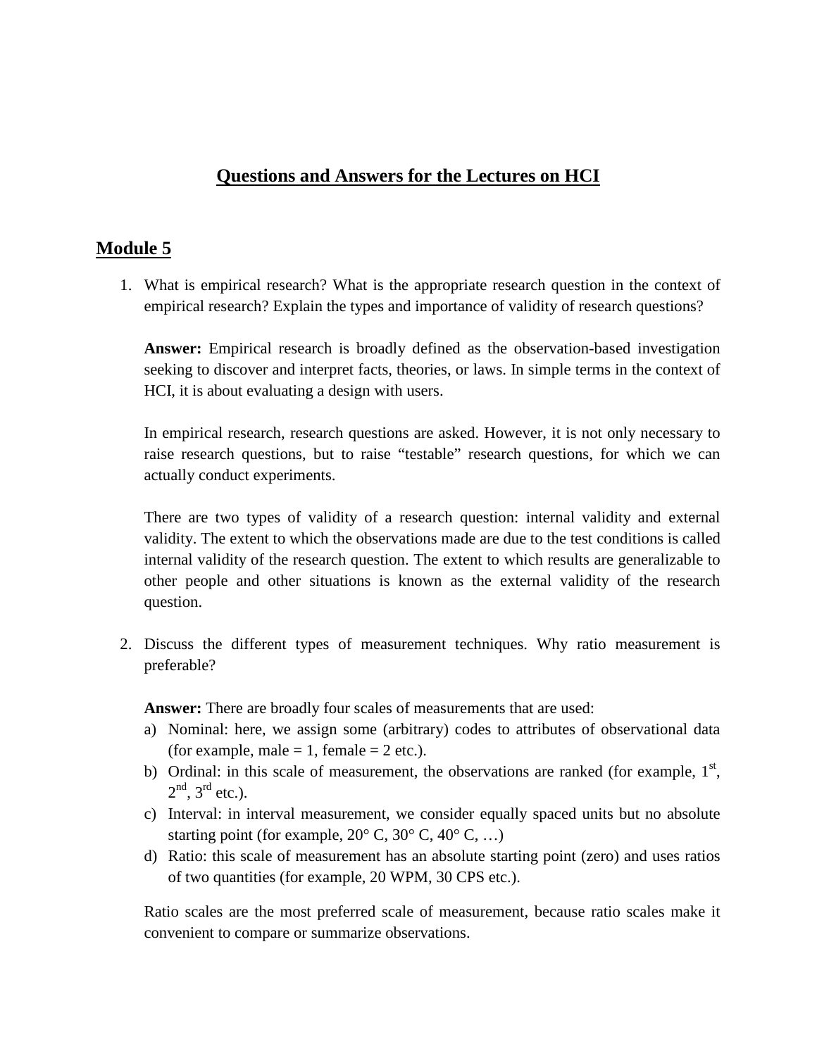# Questions and Answers for the Lectures on HCI

## Module 5

1. What is empirical research? What is the appropriate research question in the context of empirical research? Explain the types and importance of validity of research questions?

   **Answer:** Empirical research is broadly defined as the observation-based investigation seeking to discover and interpret facts, theories, or laws. In simple terms in the context of HCI, it is about evaluating a design with users.

   In empirical research, research questions are asked. However, it is not only necessary to raise research questions, but to raise "testable" research questions, for which we can actually conduct experiments.

   There are two types of validity of a research question: internal validity and external validity. The extent to which the observations made are due to the test conditions is called internal validity of the research question. The extent to which results are generalizable to other people and other situations is known as the external validity of the research question.

2. Discuss the different types of measurement techniques. Why ratio measurement is preferable?

   **Answer:** There are broadly four scales of measurements that are used:

   a) Nominal: here, we assign some (arbitrary) codes to attributes of observational data (for example, male = 1, female = 2 etc.).
   b) Ordinal: in this scale of measurement, the observations are ranked (for example, 1$^{st}$, 2$^{nd}$, 3$^{rd}$ etc.).
   c) Interval: in interval measurement, we consider equally spaced units but no absolute starting point (for example, 20° C, 30° C, 40° C, …)
   d) Ratio: this scale of measurement has an absolute starting point (zero) and uses ratios of two quantities (for example, 20 WPM, 30 CPS etc.).

   Ratio scales are the most preferred scale of measurement, because ratio scales make it convenient to compare or summarize observations.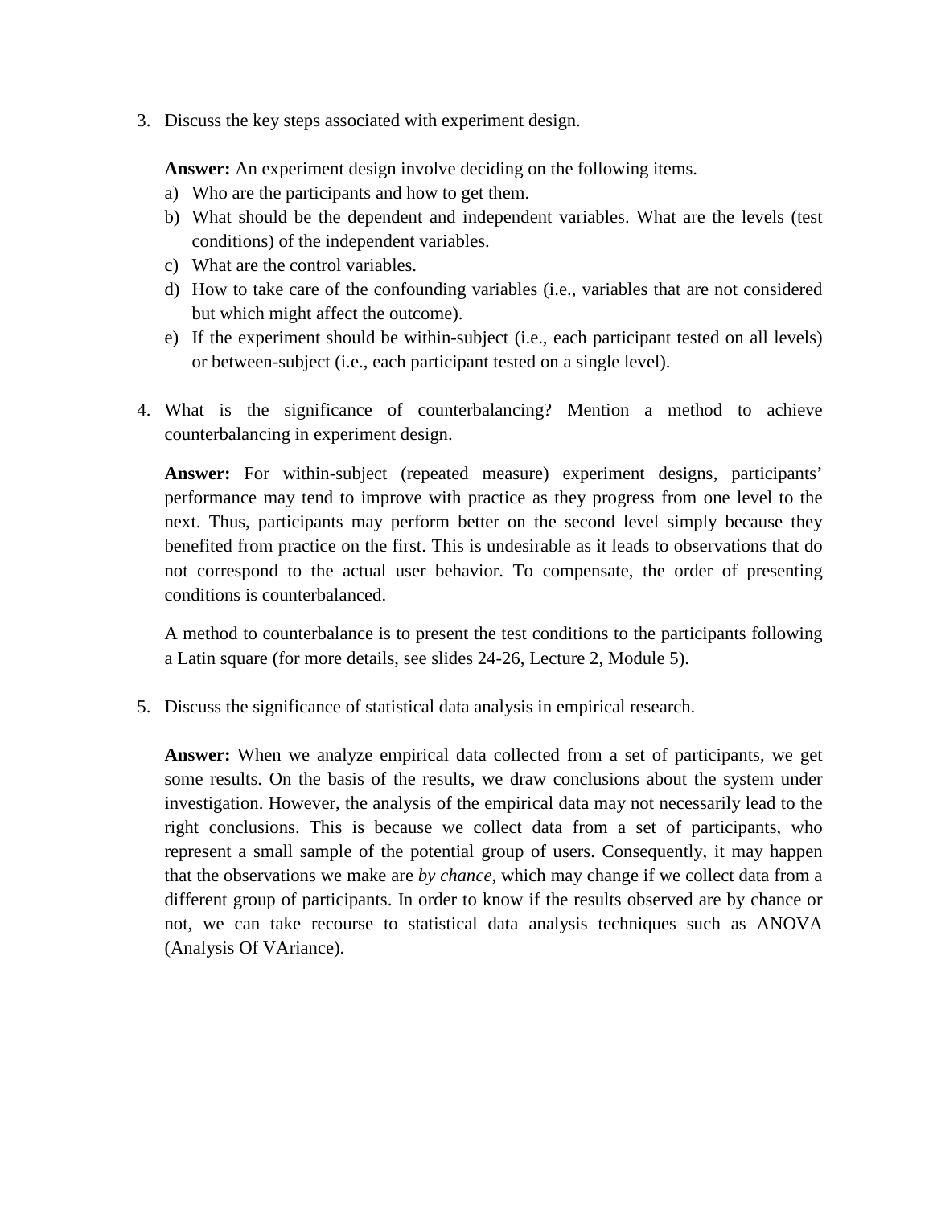3. Discuss the key steps associated with experiment design.

   **Answer:** An experiment design involve deciding on the following items.

   a) Who are the participants and how to get them.
   b) What should be the dependent and independent variables. What are the levels (test conditions) of the independent variables.
   c) What are the control variables.
   d) How to take care of the confounding variables (i.e., variables that are not considered but which might affect the outcome).
   e) If the experiment should be within-subject (i.e., each participant tested on all levels) or between-subject (i.e., each participant tested on a single level).

4. What is the significance of counterbalancing? Mention a method to achieve counterbalancing in experiment design.

   **Answer:** For within-subject (repeated measure) experiment designs, participants' performance may tend to improve with practice as they progress from one level to the next. Thus, participants may perform better on the second level simply because they benefited from practice on the first. This is undesirable as it leads to observations that do not correspond to the actual user behavior. To compensate, the order of presenting conditions is counterbalanced.

   A method to counterbalance is to present the test conditions to the participants following a Latin square (for more details, see slides 24-26, Lecture 2, Module 5).

5. Discuss the significance of statistical data analysis in empirical research.

   **Answer:** When we analyze empirical data collected from a set of participants, we get some results. On the basis of the results, we draw conclusions about the system under investigation. However, the analysis of the empirical data may not necessarily lead to the right conclusions. This is because we collect data from a set of participants, who represent a small sample of the potential group of users. Consequently, it may happen that the observations we make are *by chance*, which may change if we collect data from a different group of participants. In order to know if the results observed are by chance or not, we can take recourse to statistical data analysis techniques such as ANOVA (Analysis Of VAriance).